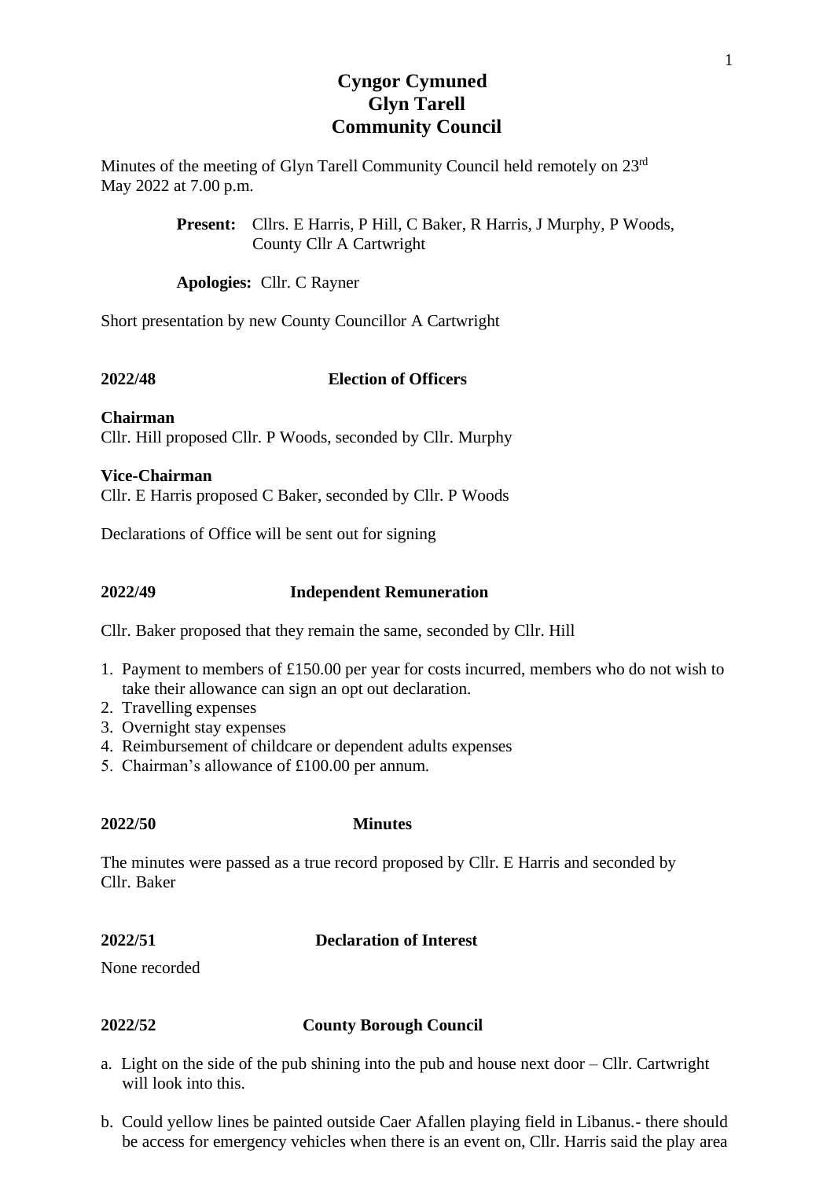# Cyngor Cymuned Glyn Tarell Community Council

Minutes of the meeting of Glyn Tarell Community Council held remotely on 23rd May 2022 at 7.00 p.m.

> **Present:** Cllrs. E Harris, P Hill, C Baker, R Harris, J Murphy, P Woods, County Cllr A Cartwright
>
> **Apologies:** Cllr. C Rayner

Short presentation by new County Councillor A Cartwright

## 2022/48 Election of Officers

**Chairman**
Cllr. Hill proposed Cllr. P Woods, seconded by Cllr. Murphy

**Vice-Chairman**
Cllr. E Harris proposed C Baker, seconded by Cllr. P Woods

Declarations of Office will be sent out for signing

## 2022/49 Independent Remuneration

Cllr. Baker proposed that they remain the same, seconded by Cllr. Hill

1. Payment to members of £150.00 per year for costs incurred, members who do not wish to take their allowance can sign an opt out declaration.
2. Travelling expenses
3. Overnight stay expenses
4. Reimbursement of childcare or dependent adults expenses
5. Chairman's allowance of £100.00 per annum.

## 2022/50 Minutes

The minutes were passed as a true record proposed by Cllr. E Harris and seconded by Cllr. Baker

## 2022/51 Declaration of Interest

None recorded

## 2022/52 County Borough Council

a. Light on the side of the pub shining into the pub and house next door – Cllr. Cartwright will look into this.

b. Could yellow lines be painted outside Caer Afallen playing field in Libanus.- there should be access for emergency vehicles when there is an event on, Cllr. Harris said the play area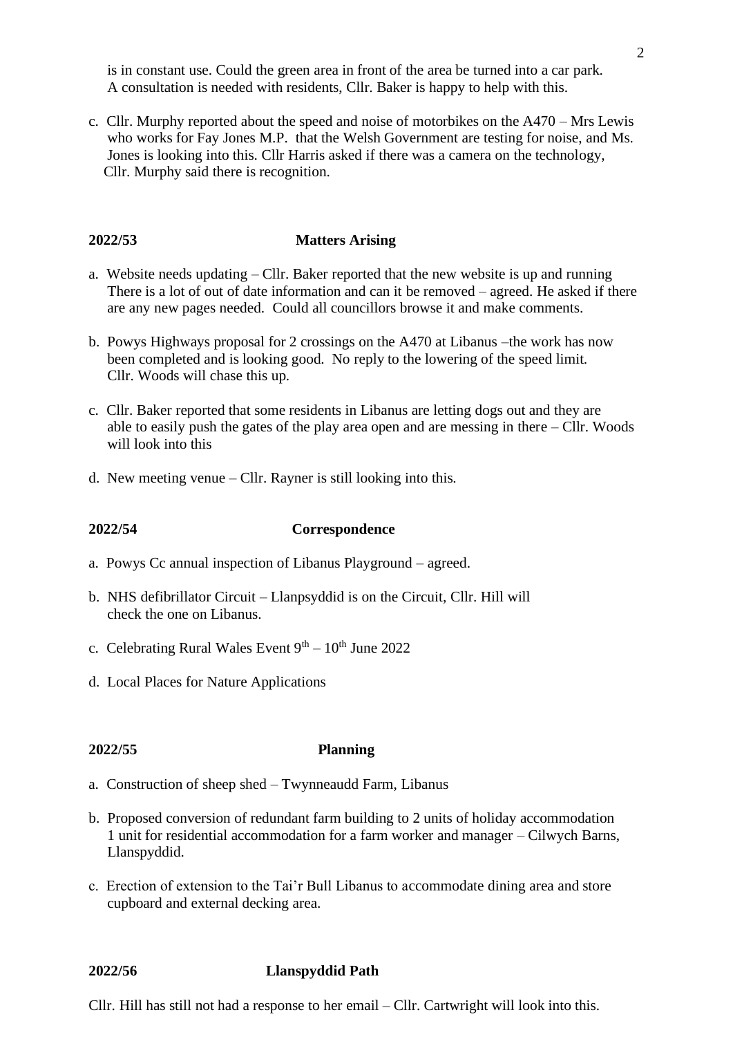is in constant use. Could the green area in front of the area be turned into a car park. A consultation is needed with residents, Cllr. Baker is happy to help with this.

c. Cllr. Murphy reported about the speed and noise of motorbikes on the A470 – Mrs Lewis who works for Fay Jones M.P. that the Welsh Government are testing for noise, and Ms. Jones is looking into this. Cllr Harris asked if there was a camera on the technology, Cllr. Murphy said there is recognition.

**2022/53 Matters Arising**

a. Website needs updating – Cllr. Baker reported that the new website is up and running There is a lot of out of date information and can it be removed – agreed. He asked if there are any new pages needed. Could all councillors browse it and make comments.

b. Powys Highways proposal for 2 crossings on the A470 at Libanus –the work has now been completed and is looking good. No reply to the lowering of the speed limit. Cllr. Woods will chase this up.

c. Cllr. Baker reported that some residents in Libanus are letting dogs out and they are able to easily push the gates of the play area open and are messing in there – Cllr. Woods will look into this

d. New meeting venue – Cllr. Rayner is still looking into this.

**2022/54 Correspondence**

a. Powys Cc annual inspection of Libanus Playground – agreed.

b. NHS defibrillator Circuit – Llanpsyddid is on the Circuit, Cllr. Hill will check the one on Libanus.

c. Celebrating Rural Wales Event 9th – 10th June 2022

d. Local Places for Nature Applications

**2022/55 Planning**

a. Construction of sheep shed – Twynneaudd Farm, Libanus

b. Proposed conversion of redundant farm building to 2 units of holiday accommodation 1 unit for residential accommodation for a farm worker and manager – Cilwych Barns, Llanspyddid.

c. Erection of extension to the Tai'r Bull Libanus to accommodate dining area and store cupboard and external decking area.

**2022/56 Llanspyddid Path**

Cllr. Hill has still not had a response to her email – Cllr. Cartwright will look into this.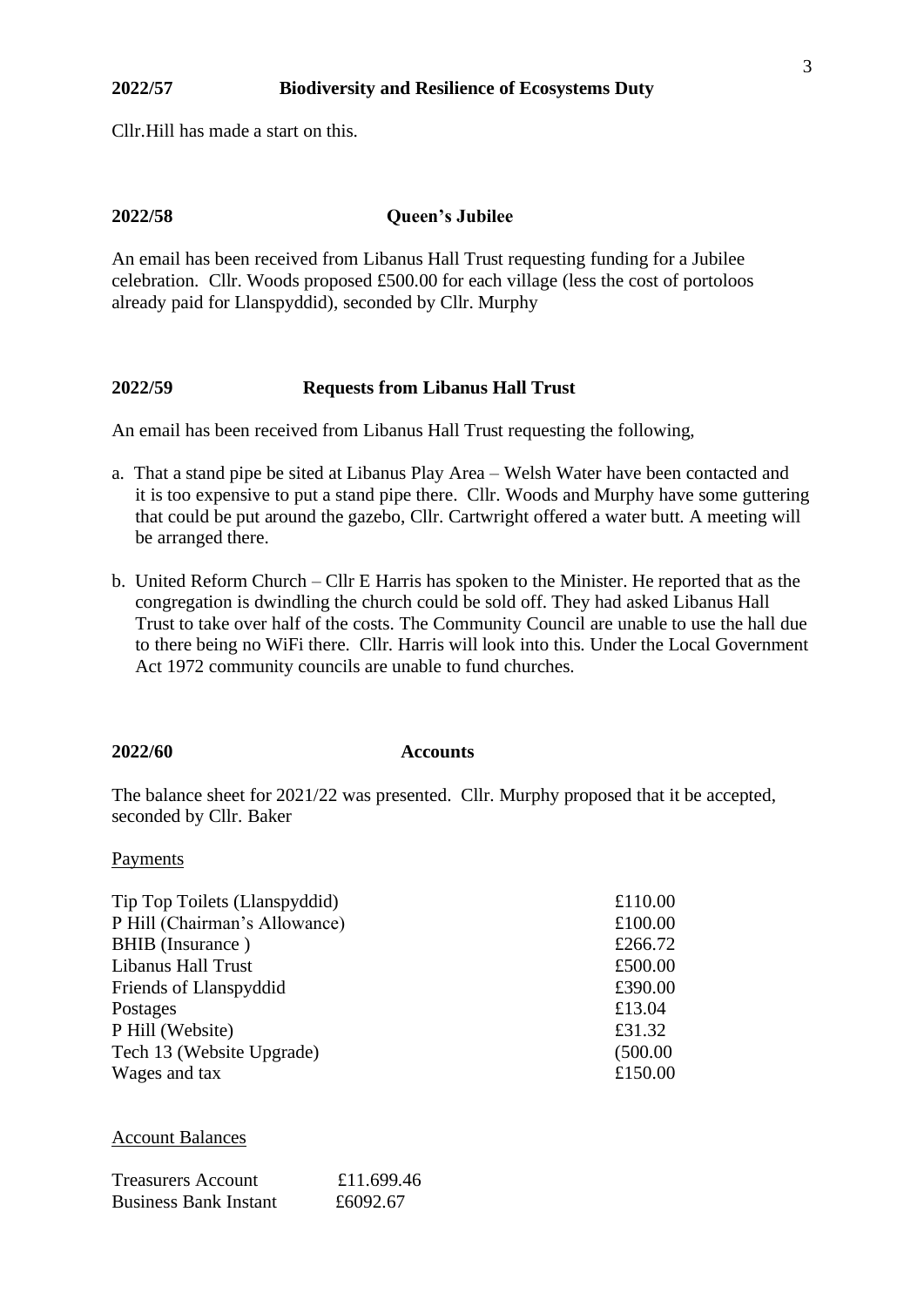**2022/57 Biodiversity and Resilience of Ecosystems Duty**

Cllr.Hill has made a start on this.

**2022/58 Queen's Jubilee**

An email has been received from Libanus Hall Trust requesting funding for a Jubilee celebration. Cllr. Woods proposed £500.00 for each village (less the cost of portoloos already paid for Llanspyddid), seconded by Cllr. Murphy

**2022/59 Requests from Libanus Hall Trust**

An email has been received from Libanus Hall Trust requesting the following,

a. That a stand pipe be sited at Libanus Play Area – Welsh Water have been contacted and it is too expensive to put a stand pipe there. Cllr. Woods and Murphy have some guttering that could be put around the gazebo, Cllr. Cartwright offered a water butt. A meeting will be arranged there.

b. United Reform Church – Cllr E Harris has spoken to the Minister. He reported that as the congregation is dwindling the church could be sold off. They had asked Libanus Hall Trust to take over half of the costs. The Community Council are unable to use the hall due to there being no WiFi there. Cllr. Harris will look into this. Under the Local Government Act 1972 community councils are unable to fund churches.

**2022/60 Accounts**

The balance sheet for 2021/22 was presented. Cllr. Murphy proposed that it be accepted, seconded by Cllr. Baker

Payments

| | |
|---|---|
| Tip Top Toilets (Llanspyddid) | £110.00 |
| P Hill (Chairman's Allowance) | £100.00 |
| BHIB (Insurance ) | £266.72 |
| Libanus Hall Trust | £500.00 |
| Friends of Llanspyddid | £390.00 |
| Postages | £13.04 |
| P Hill (Website) | £31.32 |
| Tech 13 (Website Upgrade) | (500.00 |
| Wages and tax | £150.00 |

Account Balances

| | |
|---|---|
| Treasurers Account | £11.699.46 |
| Business Bank Instant | £6092.67 |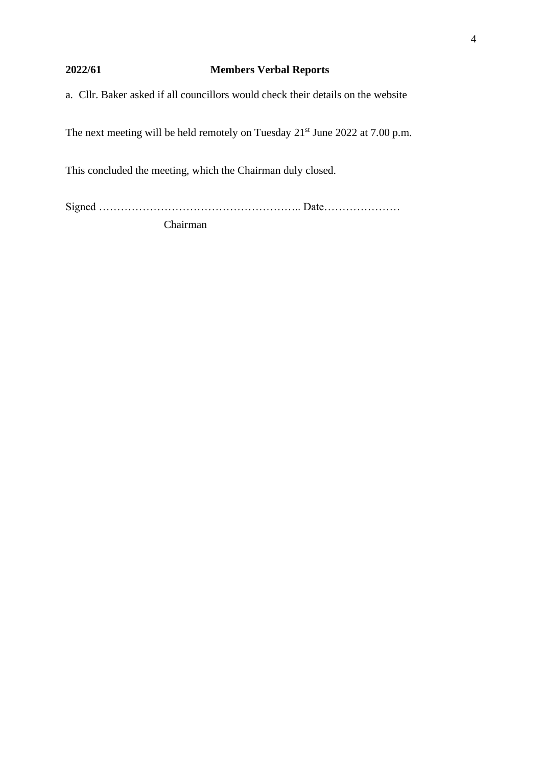**2022/61 Members Verbal Reports**

a. Cllr. Baker asked if all councillors would check their details on the website

The next meeting will be held remotely on Tuesday 21st June 2022 at 7.00 p.m.

This concluded the meeting, which the Chairman duly closed.

Signed ……………………………………………….. Date…………………

Chairman